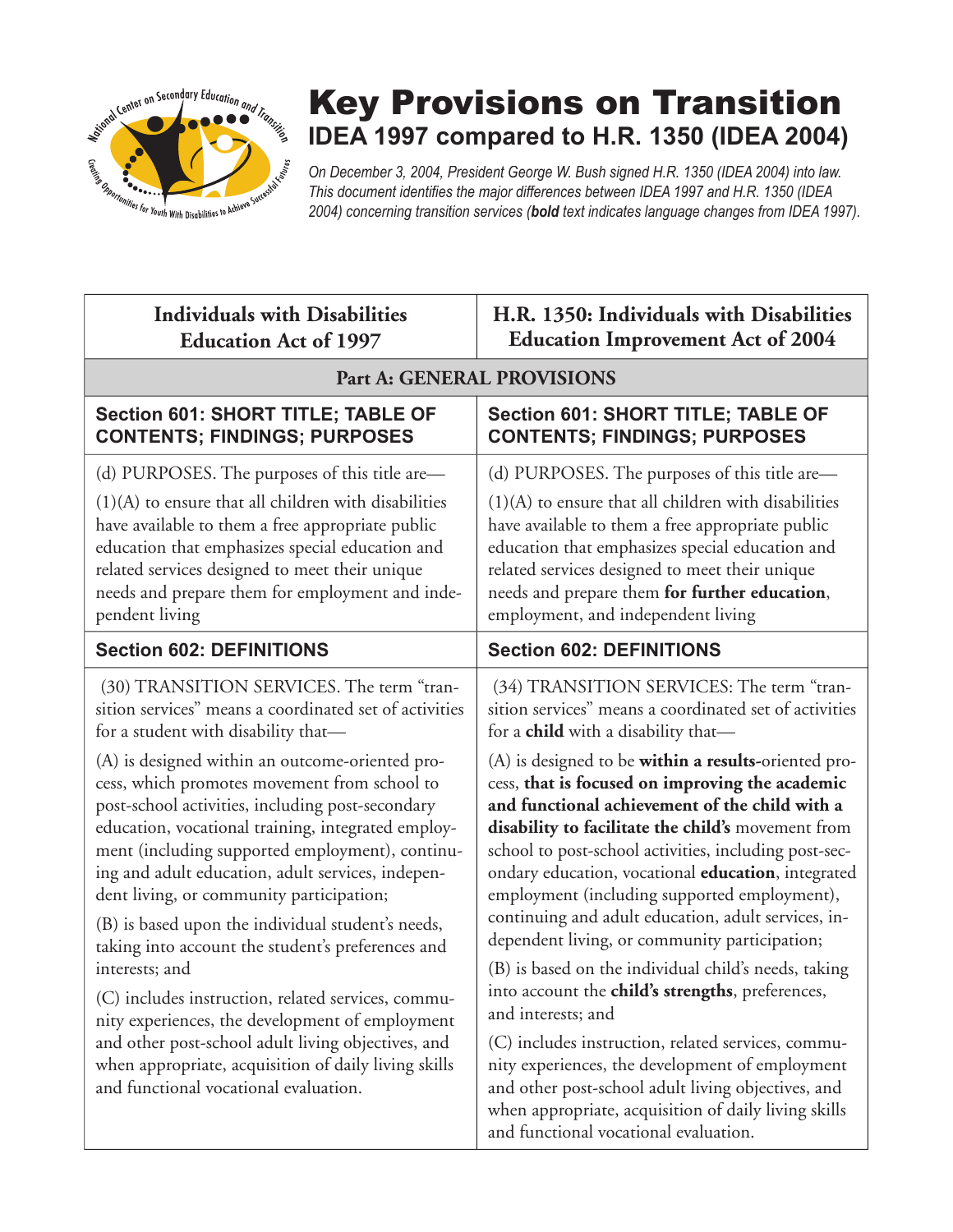# Key Provisions on Transition

## IDEA 1997 compared to H.R. 1350 (IDEA 2004)

*On December 3, 2004, President George W. Bush signed H.R. 1350 (IDEA 2004) into law. This document identifies the major differences between IDEA 1997 and H.R. 1350 (IDEA 2004) concerning transition services (**bold** text indicates language changes from IDEA 1997).*

| Individuals with Disabilities Education Act of 1997 | H.R. 1350: Individuals with Disabilities Education Improvement Act of 2004 |
|---|---|
| **Part A: GENERAL PROVISIONS** | |
| **Section 601: SHORT TITLE; TABLE OF CONTENTS; FINDINGS; PURPOSES** | **Section 601: SHORT TITLE; TABLE OF CONTENTS; FINDINGS; PURPOSES** |
| (d) PURPOSES. The purposes of this title are—<br><br>(1)(A) to ensure that all children with disabilities have available to them a free appropriate public education that emphasizes special education and related services designed to meet their unique needs and prepare them for employment and independent living | (d) PURPOSES. The purposes of this title are—<br><br>(1)(A) to ensure that all children with disabilities have available to them a free appropriate public education that emphasizes special education and related services designed to meet their unique needs and prepare them **for further education**, employment, and independent living |
| **Section 602: DEFINITIONS** | **Section 602: DEFINITIONS** |
| (30) TRANSITION SERVICES. The term "transition services" means a coordinated set of activities for a student with disability that—<br><br>(A) is designed within an outcome-oriented process, which promotes movement from school to post-school activities, including post-secondary education, vocational training, integrated employment (including supported employment), continuing and adult education, adult services, independent living, or community participation;<br><br>(B) is based upon the individual student's needs, taking into account the student's preferences and interests; and<br><br>(C) includes instruction, related services, community experiences, the development of employment and other post-school adult living objectives, and when appropriate, acquisition of daily living skills and functional vocational evaluation. | (34) TRANSITION SERVICES: The term "transition services" means a coordinated set of activities for a **child** with a disability that—<br><br>(A) is designed to be **within a results-**oriented process, **that is focused on improving the academic and functional achievement of the child with a disability to facilitate the child's** movement from school to post-school activities, including post-secondary education, vocational **education**, integrated employment (including supported employment), continuing and adult education, adult services, independent living, or community participation;<br><br>(B) is based on the individual child's needs, taking into account the **child's strengths**, preferences, and interests; and<br><br>(C) includes instruction, related services, community experiences, the development of employment and other post-school adult living objectives, and when appropriate, acquisition of daily living skills and functional vocational evaluation. |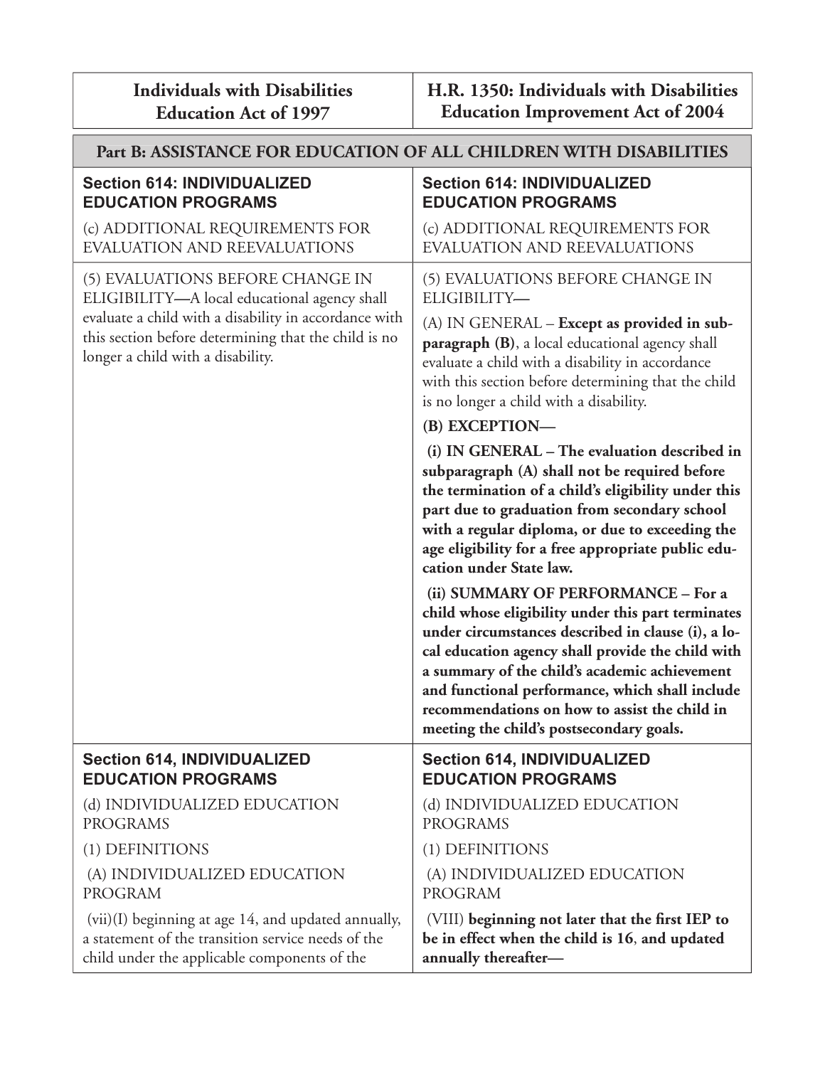| Individuals with Disabilities Education Act of 1997 | H.R. 1350: Individuals with Disabilities Education Improvement Act of 2004 |
|---|---|
| **Part B: ASSISTANCE FOR EDUCATION OF ALL CHILDREN WITH DISABILITIES** | |
| **Section 614: INDIVIDUALIZED EDUCATION PROGRAMS**<br><br>(c) ADDITIONAL REQUIREMENTS FOR EVALUATION AND REEVALUATIONS | **Section 614: INDIVIDUALIZED EDUCATION PROGRAMS**<br><br>(c) ADDITIONAL REQUIREMENTS FOR EVALUATION AND REEVALUATIONS |
| (5) EVALUATIONS BEFORE CHANGE IN ELIGIBILITY—A local educational agency shall evaluate a child with a disability in accordance with this section before determining that the child is no longer a child with a disability. | (5) EVALUATIONS BEFORE CHANGE IN ELIGIBILITY—<br><br>(A) IN GENERAL – **Except as provided in subparagraph (B)**, a local educational agency shall evaluate a child with a disability in accordance with this section before determining that the child is no longer a child with a disability.<br><br>**(B) EXCEPTION—**<br><br>**(i) IN GENERAL – The evaluation described in subparagraph (A) shall not be required before the termination of a child's eligibility under this part due to graduation from secondary school with a regular diploma, or due to exceeding the age eligibility for a free appropriate public education under State law.**<br><br>**(ii) SUMMARY OF PERFORMANCE – For a child whose eligibility under this part terminates under circumstances described in clause (i), a local education agency shall provide the child with a summary of the child's academic achievement and functional performance, which shall include recommendations on how to assist the child in meeting the child's postsecondary goals.** |
| **Section 614, INDIVIDUALIZED EDUCATION PROGRAMS**<br><br>(d) INDIVIDUALIZED EDUCATION PROGRAMS<br><br>(1) DEFINITIONS<br><br>(A) INDIVIDUALIZED EDUCATION PROGRAM<br><br>(vii)(I) beginning at age 14, and updated annually, a statement of the transition service needs of the child under the applicable components of the | **Section 614, INDIVIDUALIZED EDUCATION PROGRAMS**<br><br>(d) INDIVIDUALIZED EDUCATION PROGRAMS<br><br>(1) DEFINITIONS<br><br>(A) INDIVIDUALIZED EDUCATION PROGRAM<br><br>(VIII) **beginning not later that the first IEP to be in effect when the child is 16**, **and updated annually thereafter—** |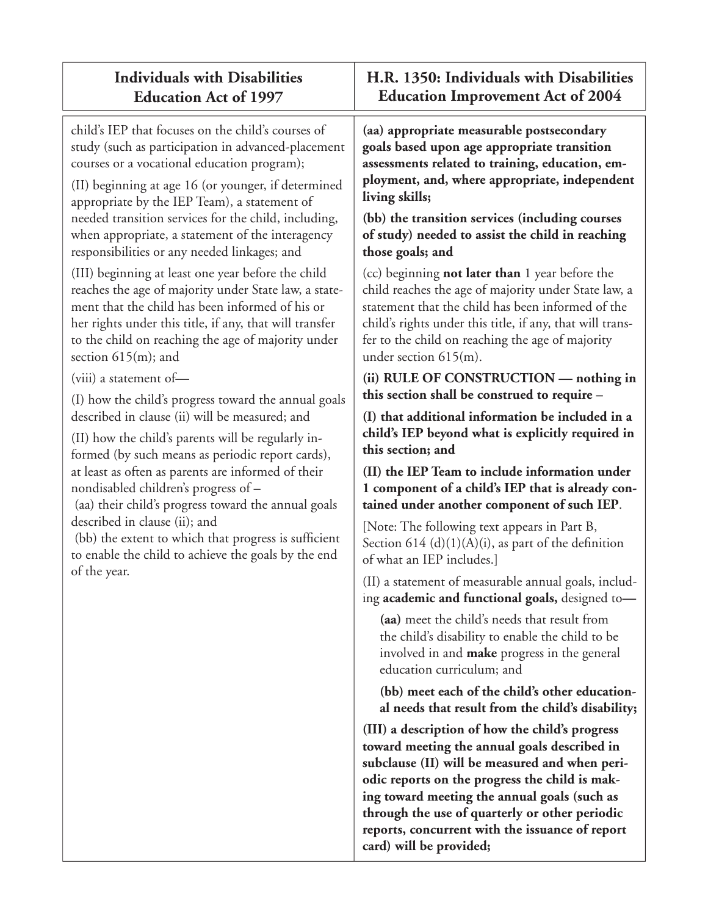| Individuals with Disabilities Education Act of 1997 | H.R. 1350: Individuals with Disabilities Education Improvement Act of 2004 |
|---|---|
| child's IEP that focuses on the child's courses of study (such as participation in advanced-placement courses or a vocational education program);<br><br>(II) beginning at age 16 (or younger, if determined appropriate by the IEP Team), a statement of needed transition services for the child, including, when appropriate, a statement of the interagency responsibilities or any needed linkages; and<br><br>(III) beginning at least one year before the child reaches the age of majority under State law, a statement that the child has been informed of his or her rights under this title, if any, that will transfer to the child on reaching the age of majority under section 615(m); and<br><br>(viii) a statement of—<br><br>(I) how the child's progress toward the annual goals described in clause (ii) will be measured; and<br><br>(II) how the child's parents will be regularly informed (by such means as periodic report cards), at least as often as parents are informed of their nondisabled children's progress of –<br>(aa) their child's progress toward the annual goals described in clause (ii); and<br>(bb) the extent to which that progress is sufficient to enable the child to achieve the goals by the end of the year. | **(aa) appropriate measurable postsecondary goals based upon age appropriate transition assessments related to training, education, employment, and, where appropriate, independent living skills;**<br><br>**(bb) the transition services (including courses of study) needed to assist the child in reaching those goals; and**<br><br>(cc) beginning **not later than** 1 year before the child reaches the age of majority under State law, a statement that the child has been informed of the child's rights under this title, if any, that will transfer to the child on reaching the age of majority under section 615(m).<br><br>**(ii) RULE OF CONSTRUCTION — nothing in this section shall be construed to require –**<br><br>**(I) that additional information be included in a child's IEP beyond what is explicitly required in this section; and**<br><br>**(II) the IEP Team to include information under 1 component of a child's IEP that is already contained under another component of such IEP**.<br><br>[Note: The following text appears in Part B, Section 614 (d)(1)(A)(i), as part of the definition of what an IEP includes.]<br><br>(II) a statement of measurable annual goals, including **academic and functional goals,** designed to**—**<br><br>**(aa)** meet the child's needs that result from the child's disability to enable the child to be involved in and **make** progress in the general education curriculum; and<br><br>**(bb) meet each of the child's other educational needs that result from the child's disability;**<br><br>**(III) a description of how the child's progress toward meeting the annual goals described in subclause (II) will be measured and when periodic reports on the progress the child is making toward meeting the annual goals (such as through the use of quarterly or other periodic reports, concurrent with the issuance of report card) will be provided;** |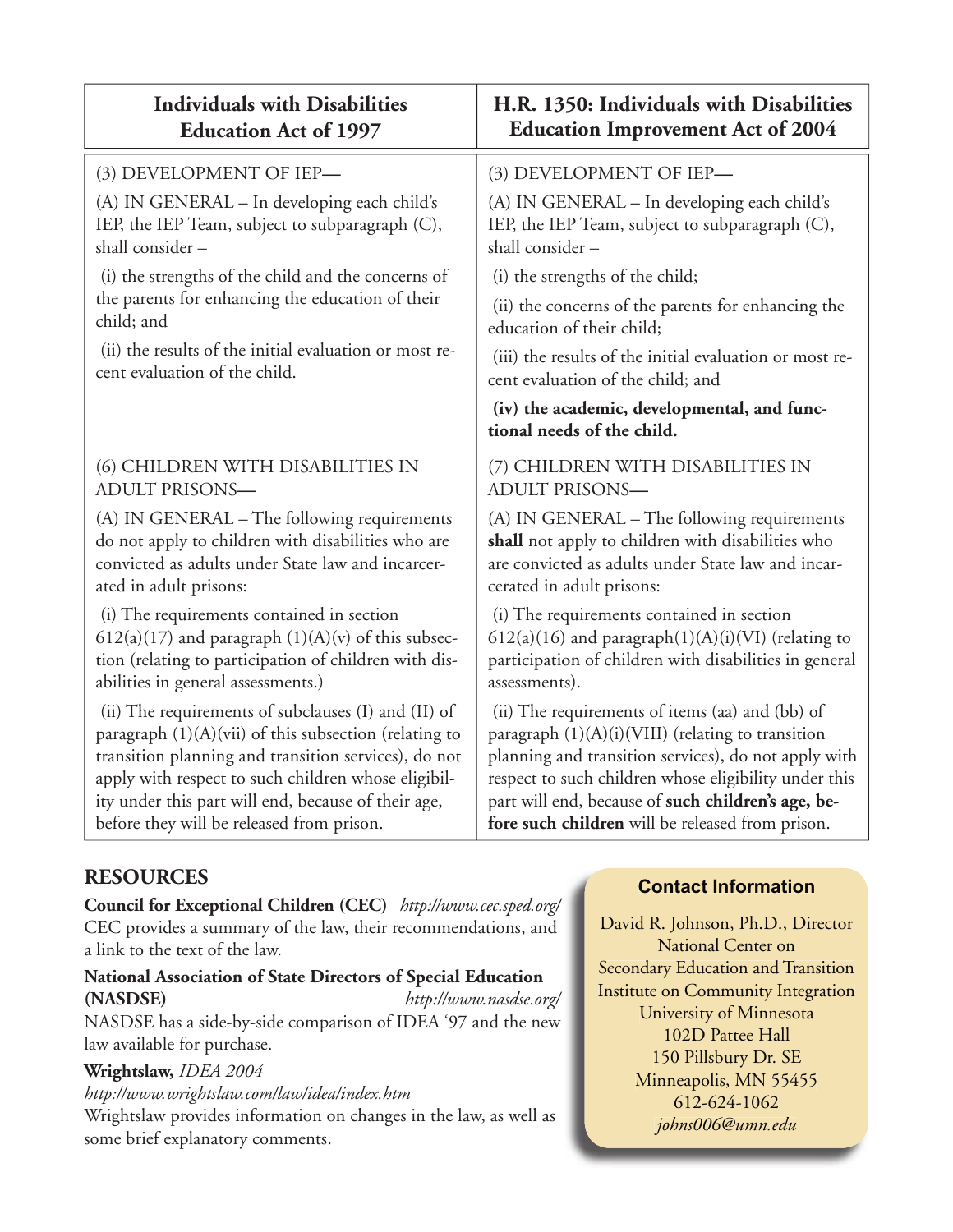| Individuals with Disabilities Education Act of 1997 | H.R. 1350: Individuals with Disabilities Education Improvement Act of 2004 |
|---|---|
| (3) DEVELOPMENT OF IEP—<br><br>(A) IN GENERAL – In developing each child's IEP, the IEP Team, subject to subparagraph (C), shall consider –<br><br>(i) the strengths of the child and the concerns of the parents for enhancing the education of their child; and<br><br>(ii) the results of the initial evaluation or most recent evaluation of the child. | (3) DEVELOPMENT OF IEP—<br><br>(A) IN GENERAL – In developing each child's IEP, the IEP Team, subject to subparagraph (C), shall consider –<br><br>(i) the strengths of the child;<br><br>(ii) the concerns of the parents for enhancing the education of their child;<br><br>(iii) the results of the initial evaluation or most recent evaluation of the child; and<br><br>**(iv) the academic, developmental, and functional needs of the child.** |
| (6) CHILDREN WITH DISABILITIES IN ADULT PRISONS—<br><br>(A) IN GENERAL – The following requirements do not apply to children with disabilities who are convicted as adults under State law and incarcerated in adult prisons:<br><br>(i) The requirements contained in section 612(a)(17) and paragraph (1)(A)(v) of this subsection (relating to participation of children with disabilities in general assessments.)<br><br>(ii) The requirements of subclauses (I) and (II) of paragraph (1)(A)(vii) of this subsection (relating to transition planning and transition services), do not apply with respect to such children whose eligibility under this part will end, because of their age, before they will be released from prison. | (7) CHILDREN WITH DISABILITIES IN ADULT PRISONS—<br><br>(A) IN GENERAL – The following requirements **shall** not apply to children with disabilities who are convicted as adults under State law and incarcerated in adult prisons:<br><br>(i) The requirements contained in section 612(a)(16) and paragraph(1)(A)(i)(VI) (relating to participation of children with disabilities in general assessments).<br><br>(ii) The requirements of items (aa) and (bb) of paragraph (1)(A)(i)(VIII) (relating to transition planning and transition services), do not apply with respect to such children whose eligibility under this part will end, because of **such children's age, before such children** will be released from prison. |

## RESOURCES

**Council for Exceptional Children (CEC)** *http://www.cec.sped.org/*
CEC provides a summary of the law, their recommendations, and a link to the text of the law.

**National Association of State Directors of Special Education (NASDSE)** *http://www.nasdse.org/*
NASDSE has a side-by-side comparison of IDEA '97 and the new law available for purchase.

**Wrightslaw,** *IDEA 2004*
*http://www.wrightslaw.com/law/idea/index.htm*
Wrightslaw provides information on changes in the law, as well as some brief explanatory comments.

### Contact Information

David R. Johnson, Ph.D., Director
National Center on
Secondary Education and Transition
Institute on Community Integration
University of Minnesota
102D Pattee Hall
150 Pillsbury Dr. SE
Minneapolis, MN 55455
612-624-1062
*johns006@umn.edu*